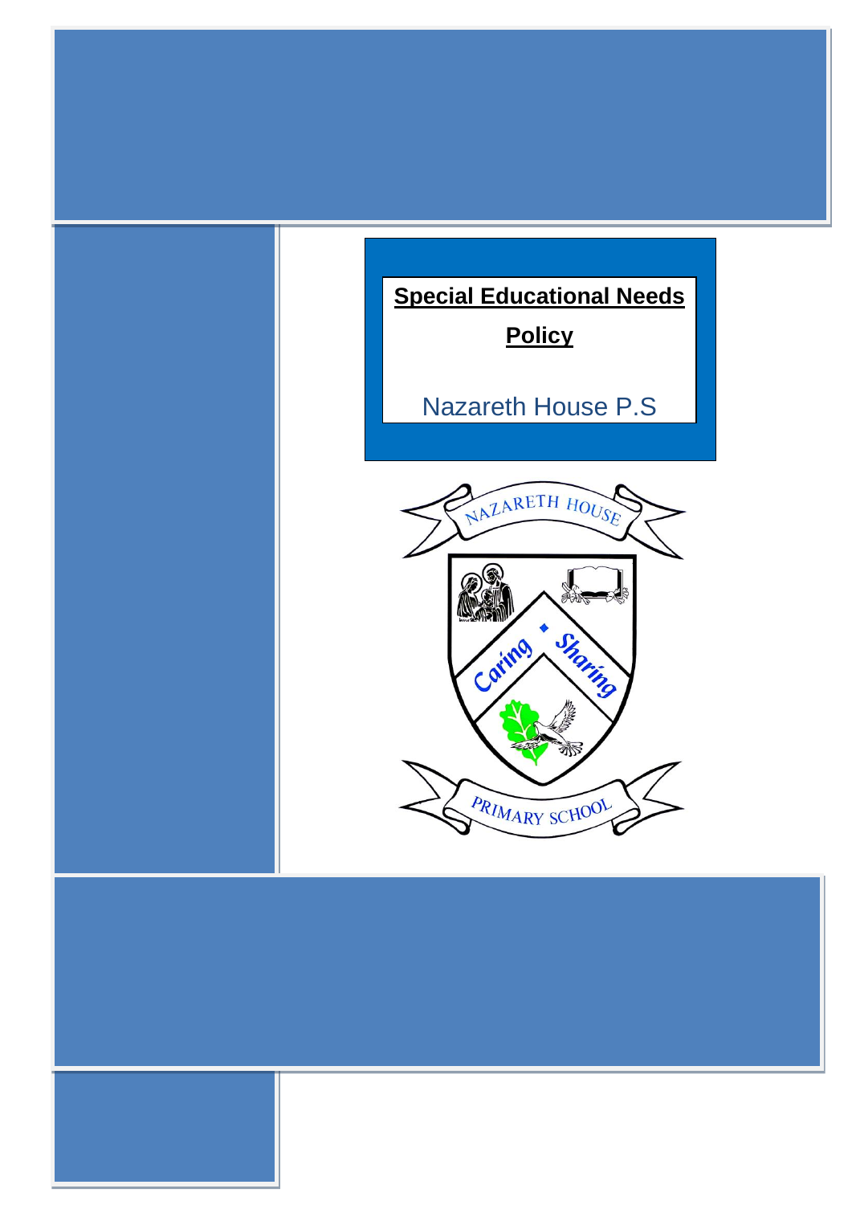# Special Educational Needs Policy

Nazareth House P.S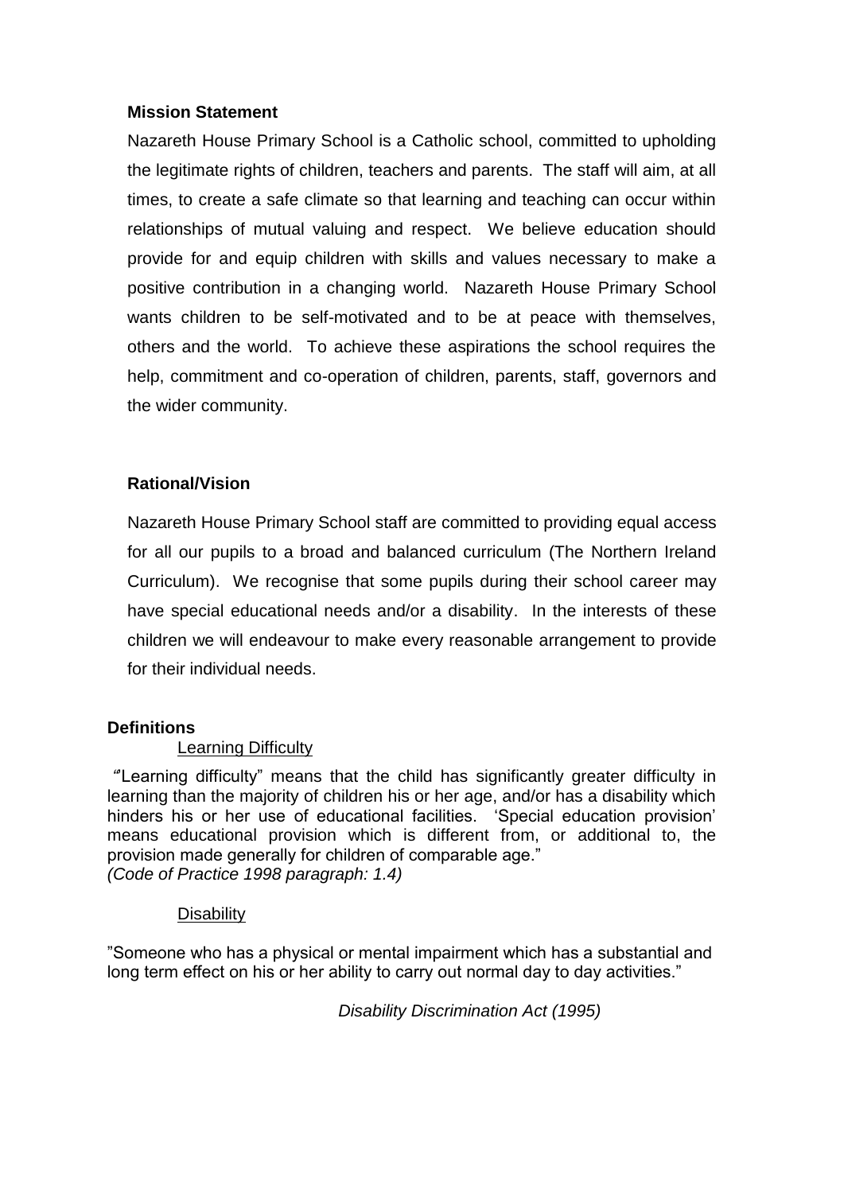## Mission Statement

Nazareth House Primary School is a Catholic school, committed to upholding the legitimate rights of children, teachers and parents. The staff will aim, at all times, to create a safe climate so that learning and teaching can occur within relationships of mutual valuing and respect. We believe education should provide for and equip children with skills and values necessary to make a positive contribution in a changing world. Nazareth House Primary School wants children to be self-motivated and to be at peace with themselves, others and the world. To achieve these aspirations the school requires the help, commitment and co-operation of children, parents, staff, governors and the wider community.

## Rational/Vision

Nazareth House Primary School staff are committed to providing equal access for all our pupils to a broad and balanced curriculum (The Northern Ireland Curriculum). We recognise that some pupils during their school career may have special educational needs and/or a disability. In the interests of these children we will endeavour to make every reasonable arrangement to provide for their individual needs.

## Definitions

### Learning Difficulty

"“Learning difficulty” means that the child has significantly greater difficulty in learning than the majority of children his or her age, and/or has a disability which hinders his or her use of educational facilities. ‘Special education provision’ means educational provision which is different from, or additional to, the provision made generally for children of comparable age."
*(Code of Practice 1998 paragraph: 1.4)*

### Disability

"Someone who has a physical or mental impairment which has a substantial and long term effect on his or her ability to carry out normal day to day activities."

*Disability Discrimination Act (1995)*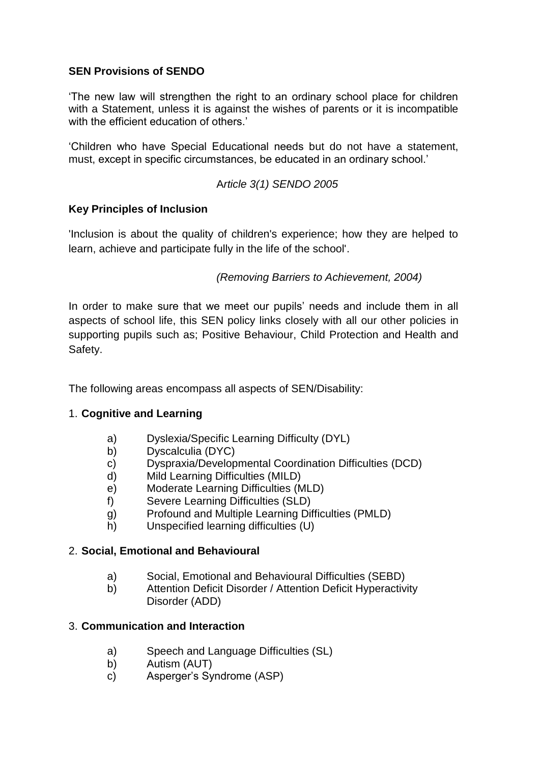**SEN Provisions of SENDO**

'The new law will strengthen the right to an ordinary school place for children with a Statement, unless it is against the wishes of parents or it is incompatible with the efficient education of others.'

'Children who have Special Educational needs but do not have a statement, must, except in specific circumstances, be educated in an ordinary school.'

*Article 3(1) SENDO 2005*

**Key Principles of Inclusion**

'Inclusion is about the quality of children's experience; how they are helped to learn, achieve and participate fully in the life of the school'.

*(Removing Barriers to Achievement, 2004)*

In order to make sure that we meet our pupils' needs and include them in all aspects of school life, this SEN policy links closely with all our other policies in supporting pupils such as; Positive Behaviour, Child Protection and Health and Safety.

The following areas encompass all aspects of SEN/Disability:

1. **Cognitive and Learning**

    a) Dyslexia/Specific Learning Difficulty (DYL)
    b) Dyscalculia (DYC)
    c) Dyspraxia/Developmental Coordination Difficulties (DCD)
    d) Mild Learning Difficulties (MILD)
    e) Moderate Learning Difficulties (MLD)
    f) Severe Learning Difficulties (SLD)
    g) Profound and Multiple Learning Difficulties (PMLD)
    h) Unspecified learning difficulties (U)

2. **Social, Emotional and Behavioural**

    a) Social, Emotional and Behavioural Difficulties (SEBD)
    b) Attention Deficit Disorder / Attention Deficit Hyperactivity Disorder (ADD)

3. **Communication and Interaction**

    a) Speech and Language Difficulties (SL)
    b) Autism (AUT)
    c) Asperger's Syndrome (ASP)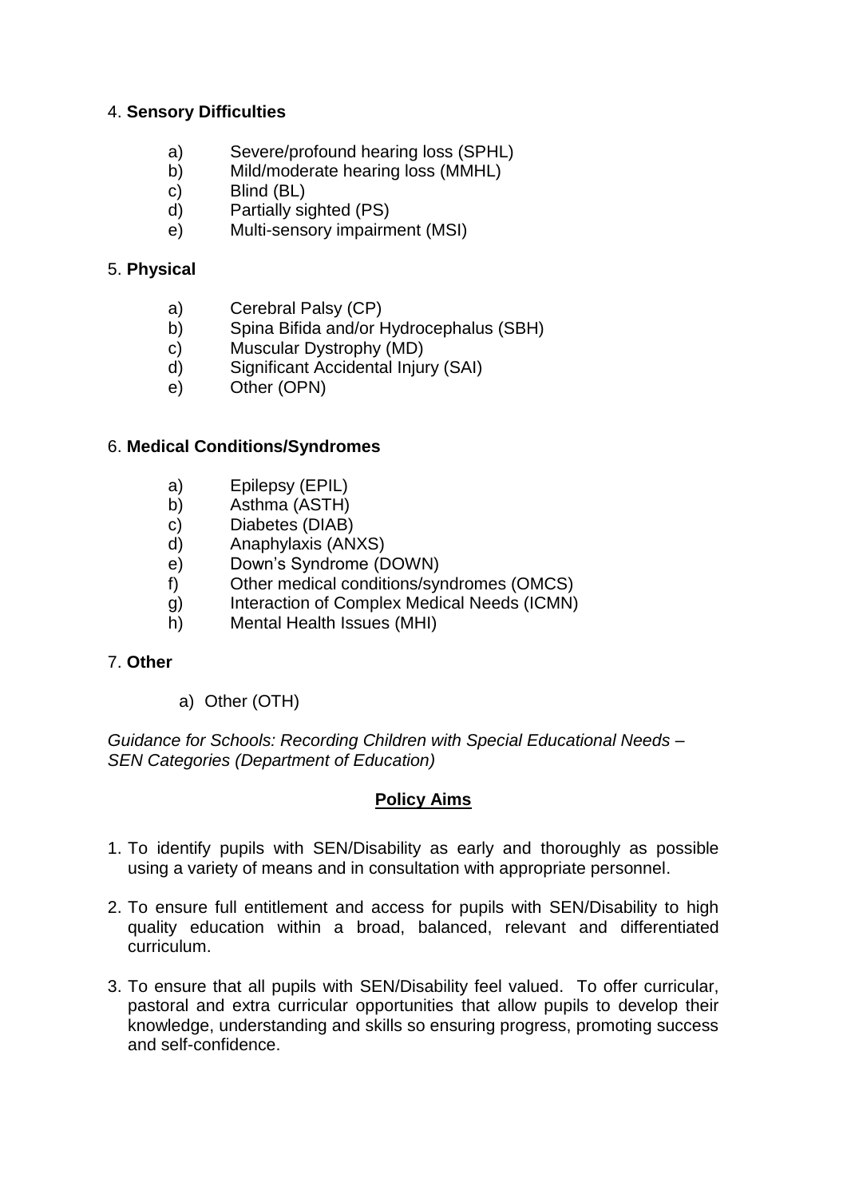4. **Sensory Difficulties**

   a) Severe/profound hearing loss (SPHL)
   b) Mild/moderate hearing loss (MMHL)
   c) Blind (BL)
   d) Partially sighted (PS)
   e) Multi-sensory impairment (MSI)

5. **Physical**

   a) Cerebral Palsy (CP)
   b) Spina Bifida and/or Hydrocephalus (SBH)
   c) Muscular Dystrophy (MD)
   d) Significant Accidental Injury (SAI)
   e) Other (OPN)

6. **Medical Conditions/Syndromes**

   a) Epilepsy (EPIL)
   b) Asthma (ASTH)
   c) Diabetes (DIAB)
   d) Anaphylaxis (ANXS)
   e) Down's Syndrome (DOWN)
   f) Other medical conditions/syndromes (OMCS)
   g) Interaction of Complex Medical Needs (ICMN)
   h) Mental Health Issues (MHI)

7. **Other**

   a) Other (OTH)

*Guidance for Schools: Recording Children with Special Educational Needs – SEN Categories (Department of Education)*

## Policy Aims

1. To identify pupils with SEN/Disability as early and thoroughly as possible using a variety of means and in consultation with appropriate personnel.

2. To ensure full entitlement and access for pupils with SEN/Disability to high quality education within a broad, balanced, relevant and differentiated curriculum.

3. To ensure that all pupils with SEN/Disability feel valued. To offer curricular, pastoral and extra curricular opportunities that allow pupils to develop their knowledge, understanding and skills so ensuring progress, promoting success and self-confidence.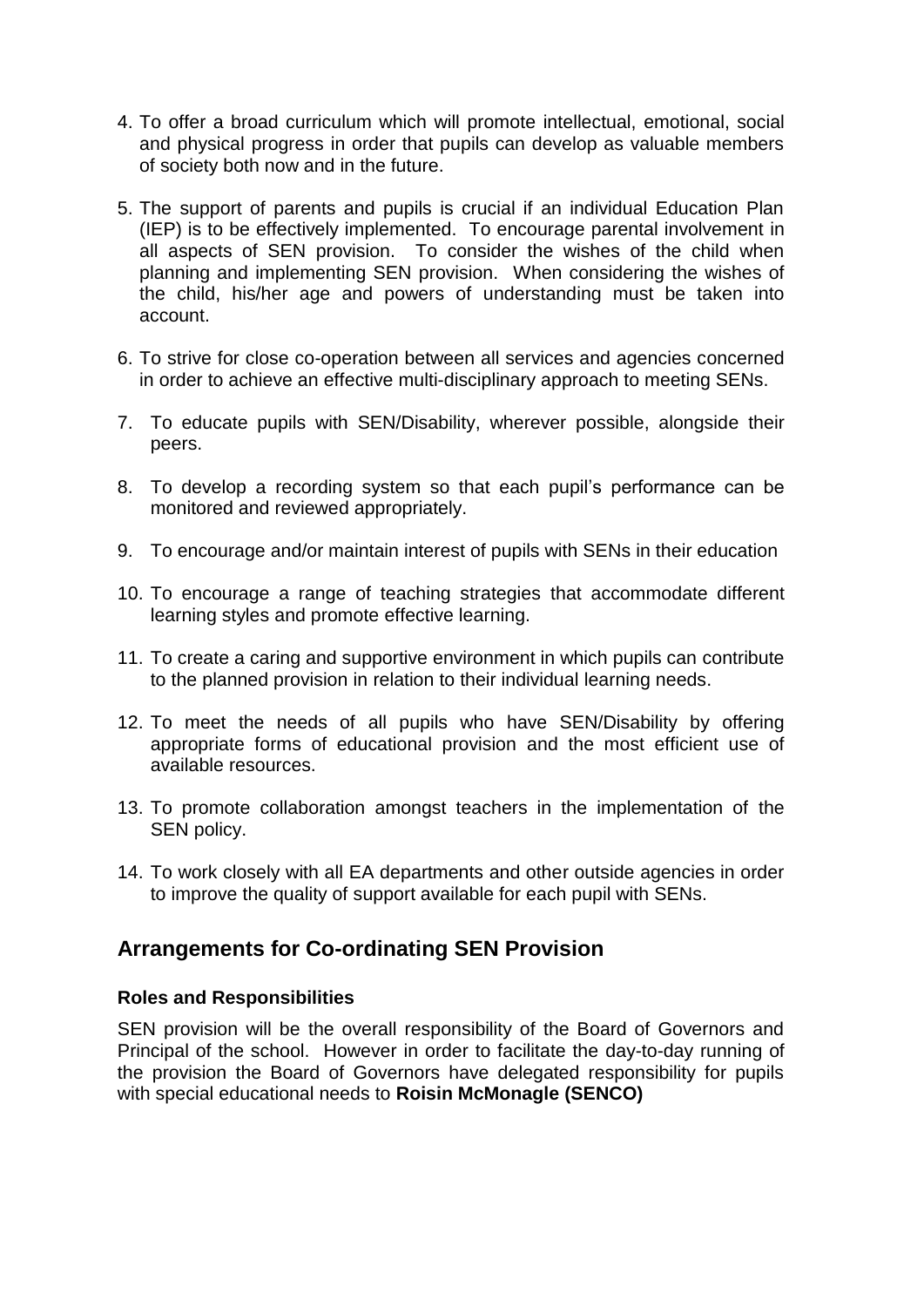4. To offer a broad curriculum which will promote intellectual, emotional, social and physical progress in order that pupils can develop as valuable members of society both now and in the future.

5. The support of parents and pupils is crucial if an individual Education Plan (IEP) is to be effectively implemented. To encourage parental involvement in all aspects of SEN provision. To consider the wishes of the child when planning and implementing SEN provision. When considering the wishes of the child, his/her age and powers of understanding must be taken into account.

6. To strive for close co-operation between all services and agencies concerned in order to achieve an effective multi-disciplinary approach to meeting SENs.

7. To educate pupils with SEN/Disability, wherever possible, alongside their peers.

8. To develop a recording system so that each pupil's performance can be monitored and reviewed appropriately.

9. To encourage and/or maintain interest of pupils with SENs in their education

10. To encourage a range of teaching strategies that accommodate different learning styles and promote effective learning.

11. To create a caring and supportive environment in which pupils can contribute to the planned provision in relation to their individual learning needs.

12. To meet the needs of all pupils who have SEN/Disability by offering appropriate forms of educational provision and the most efficient use of available resources.

13. To promote collaboration amongst teachers in the implementation of the SEN policy.

14. To work closely with all EA departments and other outside agencies in order to improve the quality of support available for each pupil with SENs.

## Arrangements for Co-ordinating SEN Provision

### Roles and Responsibilities

SEN provision will be the overall responsibility of the Board of Governors and Principal of the school. However in order to facilitate the day-to-day running of the provision the Board of Governors have delegated responsibility for pupils with special educational needs to **Roisin McMonagle (SENCO)**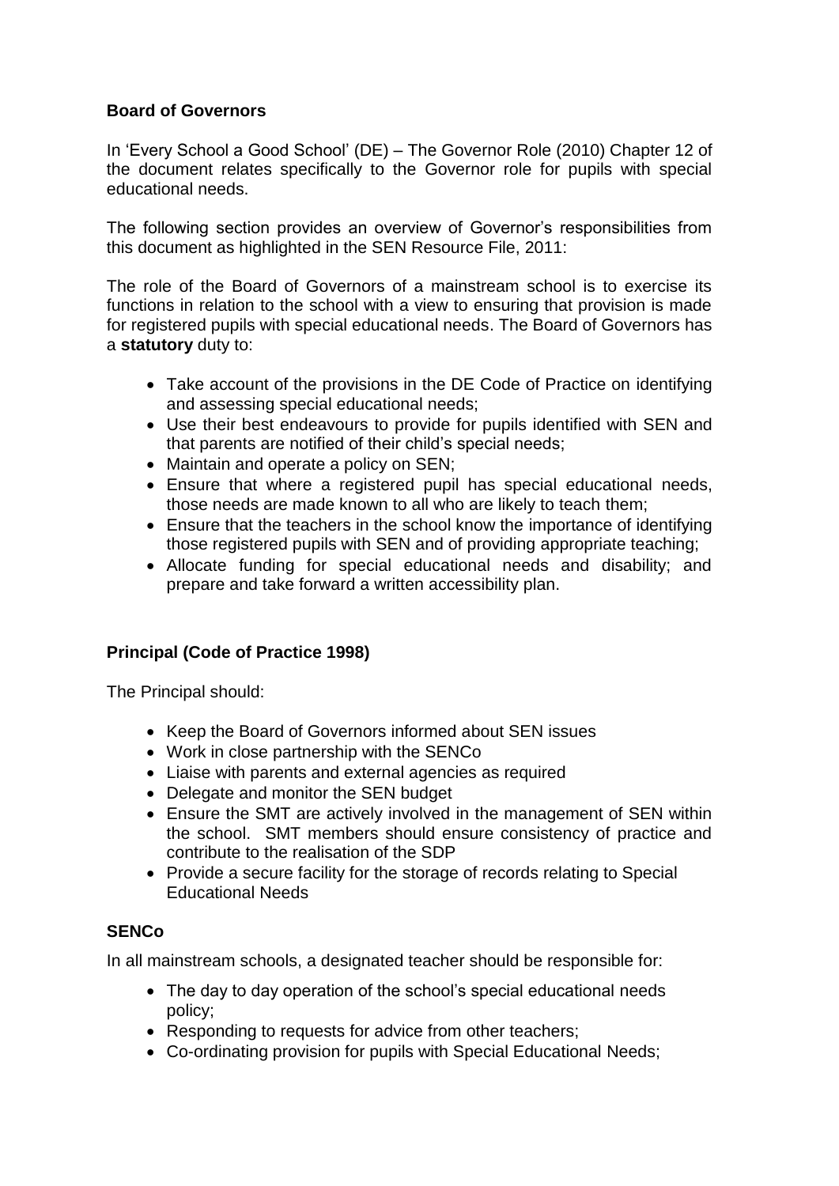**Board of Governors**

In 'Every School a Good School' (DE) – The Governor Role (2010) Chapter 12 of the document relates specifically to the Governor role for pupils with special educational needs.

The following section provides an overview of Governor's responsibilities from this document as highlighted in the SEN Resource File, 2011:

The role of the Board of Governors of a mainstream school is to exercise its functions in relation to the school with a view to ensuring that provision is made for registered pupils with special educational needs. The Board of Governors has a **statutory** duty to:

- Take account of the provisions in the DE Code of Practice on identifying and assessing special educational needs;
- Use their best endeavours to provide for pupils identified with SEN and that parents are notified of their child's special needs;
- Maintain and operate a policy on SEN;
- Ensure that where a registered pupil has special educational needs, those needs are made known to all who are likely to teach them;
- Ensure that the teachers in the school know the importance of identifying those registered pupils with SEN and of providing appropriate teaching;
- Allocate funding for special educational needs and disability; and prepare and take forward a written accessibility plan.

**Principal (Code of Practice 1998)**

The Principal should:

- Keep the Board of Governors informed about SEN issues
- Work in close partnership with the SENCo
- Liaise with parents and external agencies as required
- Delegate and monitor the SEN budget
- Ensure the SMT are actively involved in the management of SEN within the school. SMT members should ensure consistency of practice and contribute to the realisation of the SDP
- Provide a secure facility for the storage of records relating to Special Educational Needs

**SENCo**

In all mainstream schools, a designated teacher should be responsible for:

- The day to day operation of the school's special educational needs policy;
- Responding to requests for advice from other teachers;
- Co-ordinating provision for pupils with Special Educational Needs;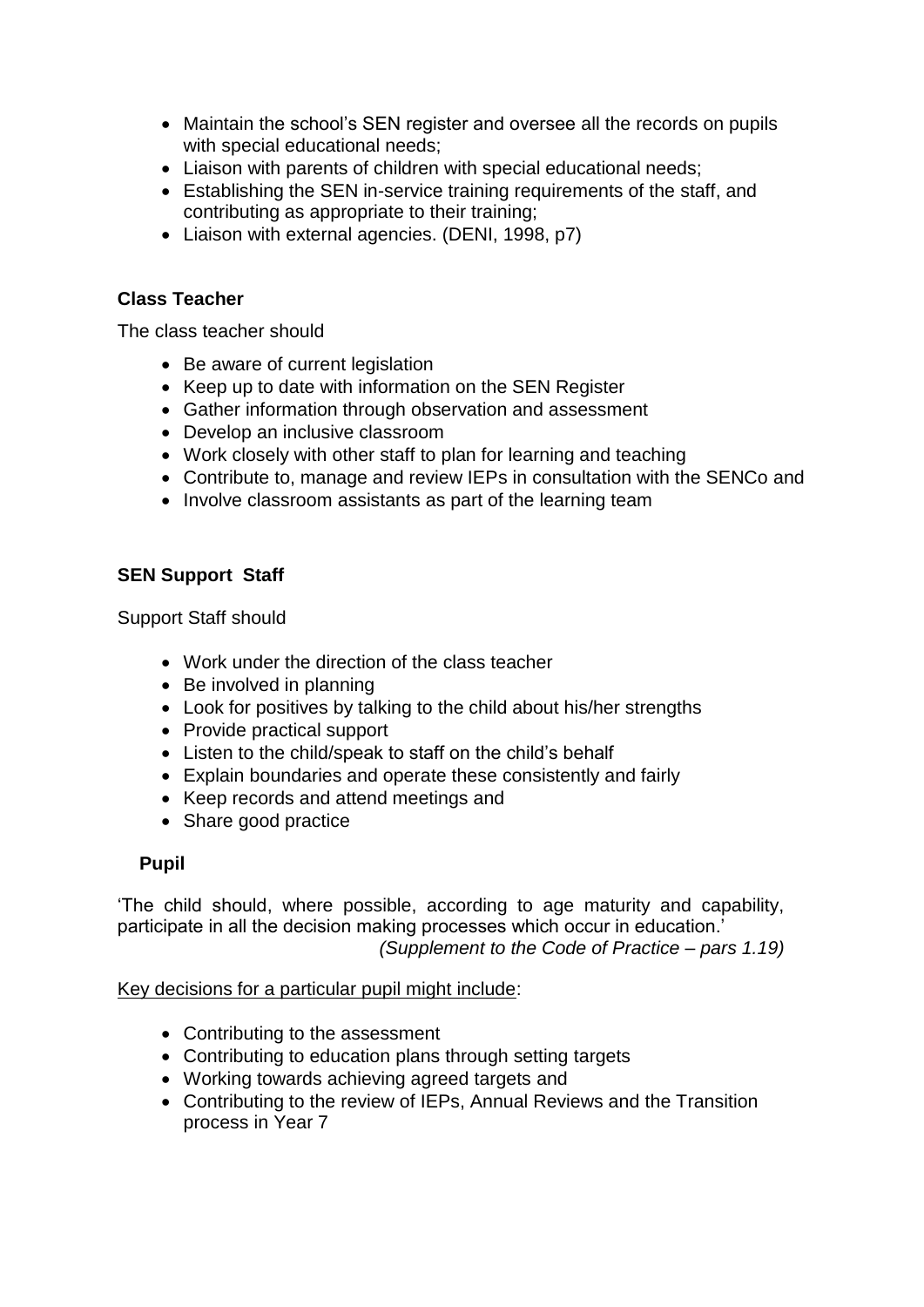- Maintain the school's SEN register and oversee all the records on pupils with special educational needs;
- Liaison with parents of children with special educational needs;
- Establishing the SEN in-service training requirements of the staff, and contributing as appropriate to their training;
- Liaison with external agencies. (DENI, 1998, p7)

**Class Teacher**

The class teacher should

- Be aware of current legislation
- Keep up to date with information on the SEN Register
- Gather information through observation and assessment
- Develop an inclusive classroom
- Work closely with other staff to plan for learning and teaching
- Contribute to, manage and review IEPs in consultation with the SENCo and
- Involve classroom assistants as part of the learning team

**SEN Support Staff**

Support Staff should

- Work under the direction of the class teacher
- Be involved in planning
- Look for positives by talking to the child about his/her strengths
- Provide practical support
- Listen to the child/speak to staff on the child's behalf
- Explain boundaries and operate these consistently and fairly
- Keep records and attend meetings and
- Share good practice

**Pupil**

'The child should, where possible, according to age maturity and capability, participate in all the decision making processes which occur in education.'

*(Supplement to the Code of Practice – pars 1.19)*

<u>Key decisions for a particular pupil might include</u>:

- Contributing to the assessment
- Contributing to education plans through setting targets
- Working towards achieving agreed targets and
- Contributing to the review of IEPs, Annual Reviews and the Transition process in Year 7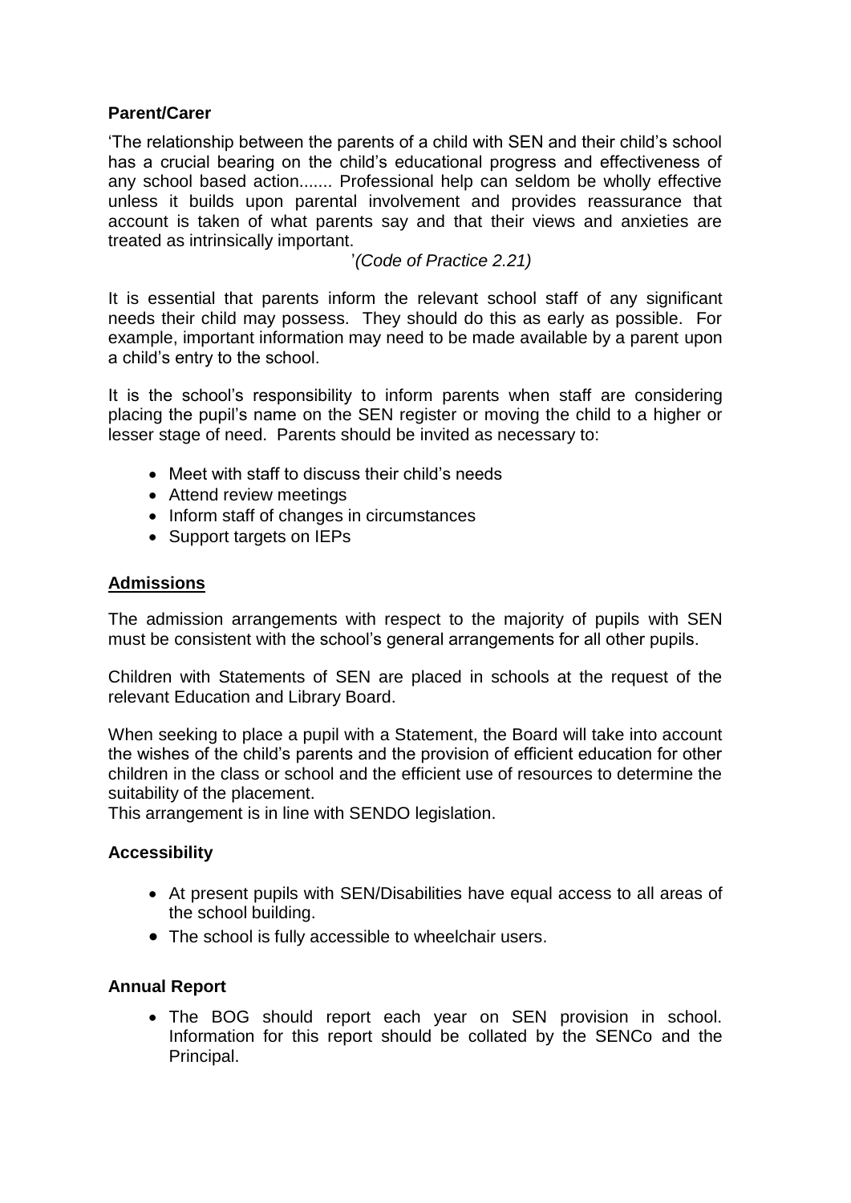**Parent/Carer**

'The relationship between the parents of a child with SEN and their child's school has a crucial bearing on the child's educational progress and effectiveness of any school based action....... Professional help can seldom be wholly effective unless it builds upon parental involvement and provides reassurance that account is taken of what parents say and that their views and anxieties are treated as intrinsically important.

'*(Code of Practice 2.21)*

It is essential that parents inform the relevant school staff of any significant needs their child may possess. They should do this as early as possible. For example, important information may need to be made available by a parent upon a child's entry to the school.

It is the school's responsibility to inform parents when staff are considering placing the pupil's name on the SEN register or moving the child to a higher or lesser stage of need. Parents should be invited as necessary to:

- Meet with staff to discuss their child's needs
- Attend review meetings
- Inform staff of changes in circumstances
- Support targets on IEPs

**Admissions**

The admission arrangements with respect to the majority of pupils with SEN must be consistent with the school's general arrangements for all other pupils.

Children with Statements of SEN are placed in schools at the request of the relevant Education and Library Board.

When seeking to place a pupil with a Statement, the Board will take into account the wishes of the child's parents and the provision of efficient education for other children in the class or school and the efficient use of resources to determine the suitability of the placement.
This arrangement is in line with SENDO legislation.

**Accessibility**

- At present pupils with SEN/Disabilities have equal access to all areas of the school building.
- The school is fully accessible to wheelchair users.

**Annual Report**

- The BOG should report each year on SEN provision in school. Information for this report should be collated by the SENCo and the Principal.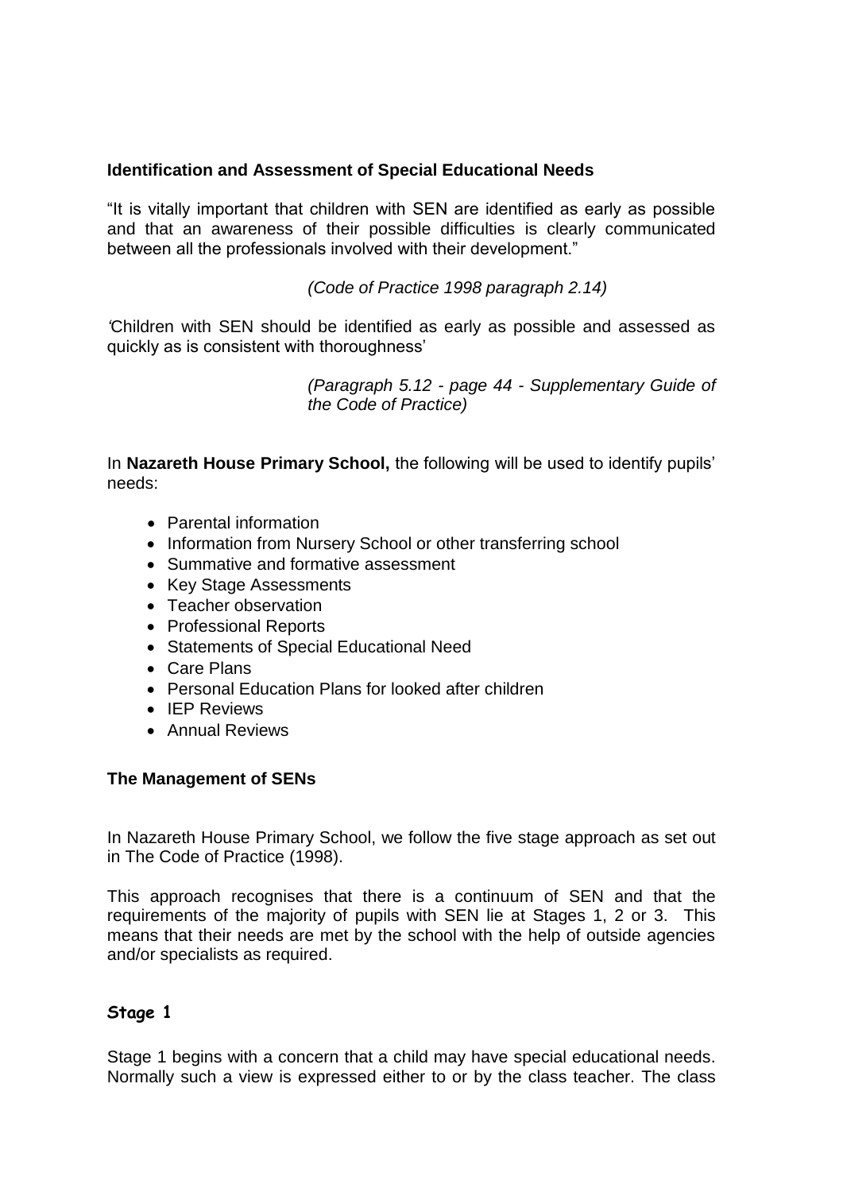**Identification and Assessment of Special Educational Needs**

"It is vitally important that children with SEN are identified as early as possible and that an awareness of their possible difficulties is clearly communicated between all the professionals involved with their development."

*(Code of Practice 1998 paragraph 2.14)*

*'*Children with SEN should be identified as early as possible and assessed as quickly as is consistent with thoroughness'

*(Paragraph 5.12 - page 44 - Supplementary Guide of the Code of Practice)*

In **Nazareth House Primary School,** the following will be used to identify pupils' needs:

- Parental information
- Information from Nursery School or other transferring school
- Summative and formative assessment
- Key Stage Assessments
- Teacher observation
- Professional Reports
- Statements of Special Educational Need
- Care Plans
- Personal Education Plans for looked after children
- IEP Reviews
- Annual Reviews

**The Management of SENs**

In Nazareth House Primary School, we follow the five stage approach as set out in The Code of Practice (1998).

This approach recognises that there is a continuum of SEN and that the requirements of the majority of pupils with SEN lie at Stages 1, 2 or 3. This means that their needs are met by the school with the help of outside agencies and/or specialists as required.

**Stage 1**

Stage 1 begins with a concern that a child may have special educational needs. Normally such a view is expressed either to or by the class teacher. The class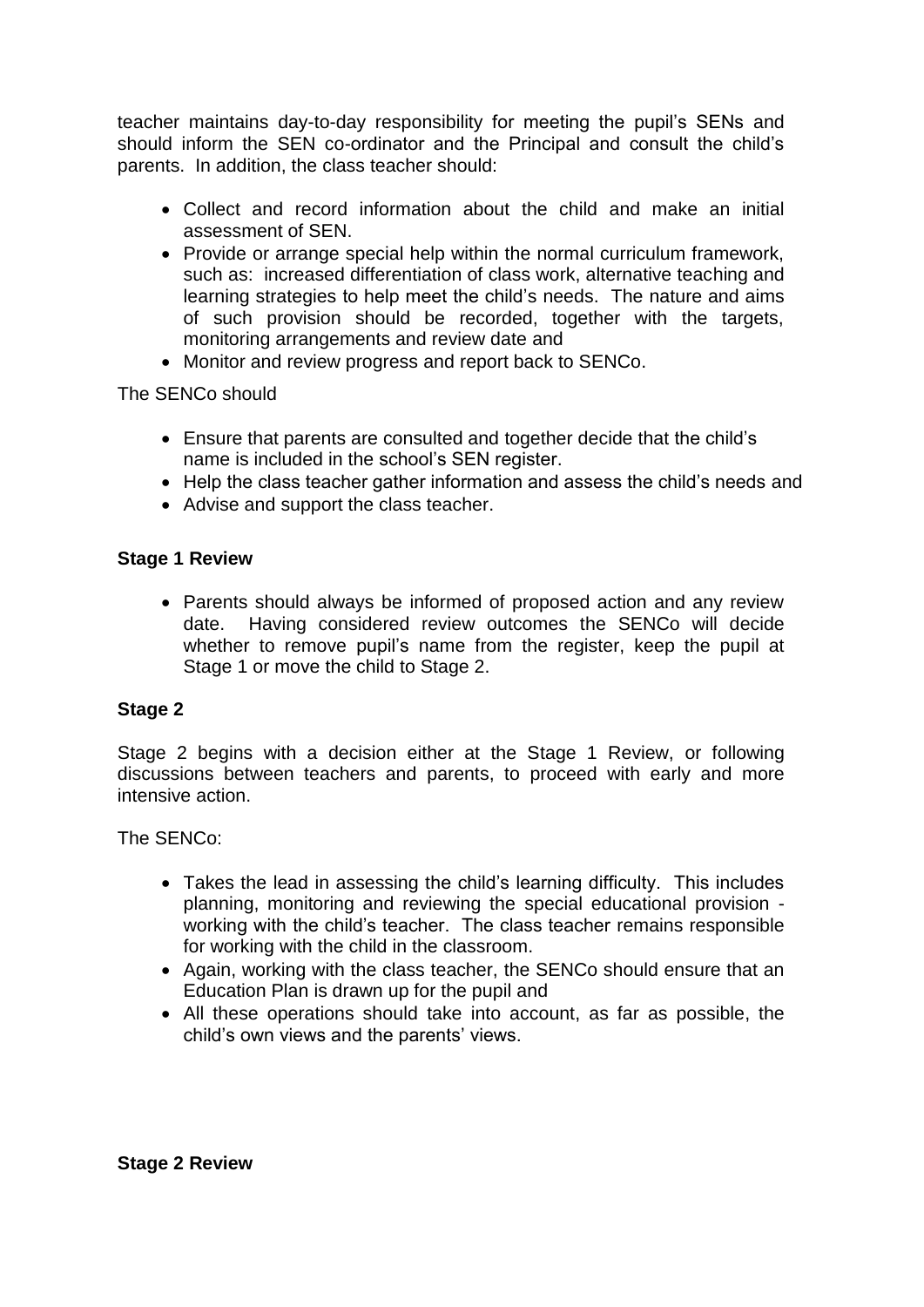teacher maintains day-to-day responsibility for meeting the pupil's SENs and should inform the SEN co-ordinator and the Principal and consult the child's parents. In addition, the class teacher should:

- Collect and record information about the child and make an initial assessment of SEN.
- Provide or arrange special help within the normal curriculum framework, such as: increased differentiation of class work, alternative teaching and learning strategies to help meet the child's needs. The nature and aims of such provision should be recorded, together with the targets, monitoring arrangements and review date and
- Monitor and review progress and report back to SENCo.

The SENCo should

- Ensure that parents are consulted and together decide that the child's name is included in the school's SEN register.
- Help the class teacher gather information and assess the child's needs and
- Advise and support the class teacher.

**Stage 1 Review**

- Parents should always be informed of proposed action and any review date. Having considered review outcomes the SENCo will decide whether to remove pupil's name from the register, keep the pupil at Stage 1 or move the child to Stage 2.

**Stage 2**

Stage 2 begins with a decision either at the Stage 1 Review, or following discussions between teachers and parents, to proceed with early and more intensive action.

The SENCo:

- Takes the lead in assessing the child's learning difficulty. This includes planning, monitoring and reviewing the special educational provision - working with the child's teacher. The class teacher remains responsible for working with the child in the classroom.
- Again, working with the class teacher, the SENCo should ensure that an Education Plan is drawn up for the pupil and
- All these operations should take into account, as far as possible, the child's own views and the parents' views.

**Stage 2 Review**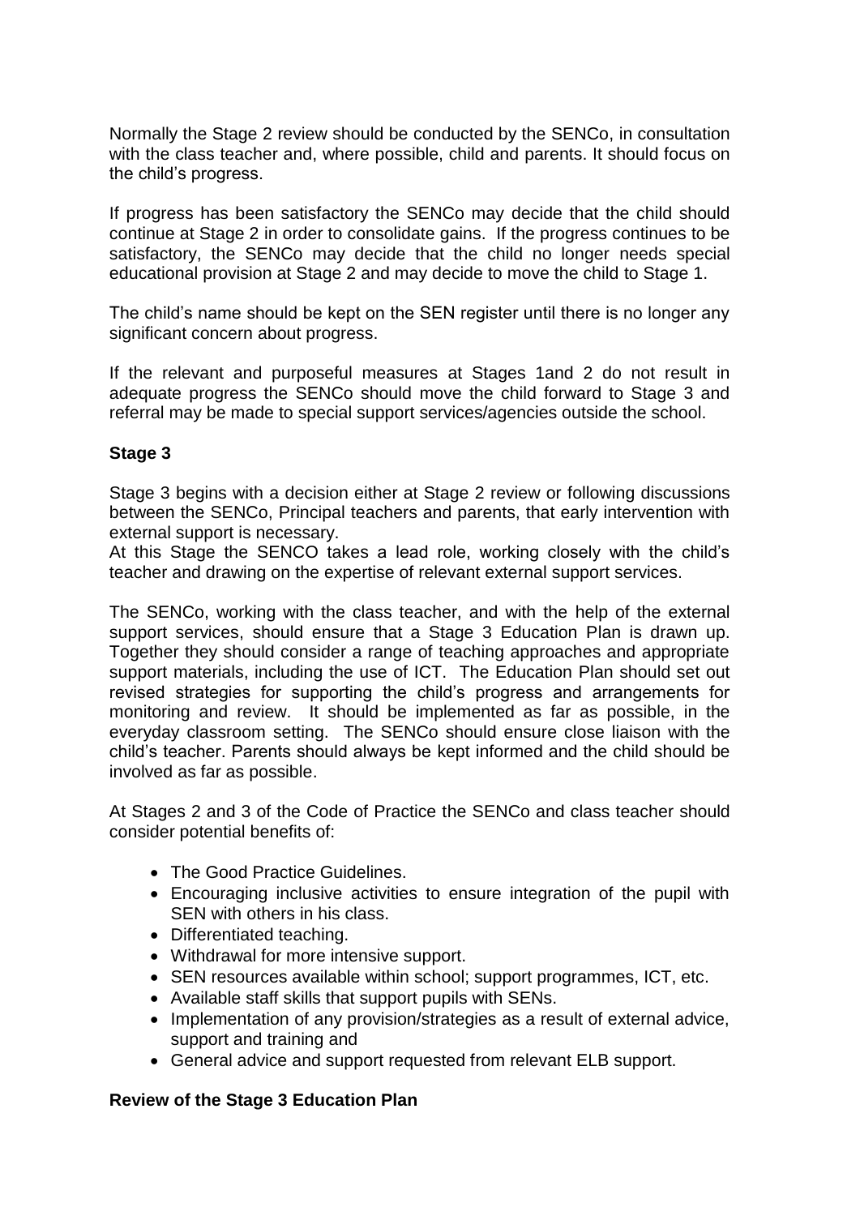Normally the Stage 2 review should be conducted by the SENCo, in consultation with the class teacher and, where possible, child and parents. It should focus on the child's progress.

If progress has been satisfactory the SENCo may decide that the child should continue at Stage 2 in order to consolidate gains. If the progress continues to be satisfactory, the SENCo may decide that the child no longer needs special educational provision at Stage 2 and may decide to move the child to Stage 1.

The child's name should be kept on the SEN register until there is no longer any significant concern about progress.

If the relevant and purposeful measures at Stages 1and 2 do not result in adequate progress the SENCo should move the child forward to Stage 3 and referral may be made to special support services/agencies outside the school.

**Stage 3**

Stage 3 begins with a decision either at Stage 2 review or following discussions between the SENCo, Principal teachers and parents, that early intervention with external support is necessary.
At this Stage the SENCO takes a lead role, working closely with the child's teacher and drawing on the expertise of relevant external support services.

The SENCo, working with the class teacher, and with the help of the external support services, should ensure that a Stage 3 Education Plan is drawn up. Together they should consider a range of teaching approaches and appropriate support materials, including the use of ICT. The Education Plan should set out revised strategies for supporting the child's progress and arrangements for monitoring and review. It should be implemented as far as possible, in the everyday classroom setting. The SENCo should ensure close liaison with the child's teacher. Parents should always be kept informed and the child should be involved as far as possible.

At Stages 2 and 3 of the Code of Practice the SENCo and class teacher should consider potential benefits of:

- The Good Practice Guidelines.
- Encouraging inclusive activities to ensure integration of the pupil with SEN with others in his class.
- Differentiated teaching.
- Withdrawal for more intensive support.
- SEN resources available within school; support programmes, ICT, etc.
- Available staff skills that support pupils with SENs.
- Implementation of any provision/strategies as a result of external advice, support and training and
- General advice and support requested from relevant ELB support.

**Review of the Stage 3 Education Plan**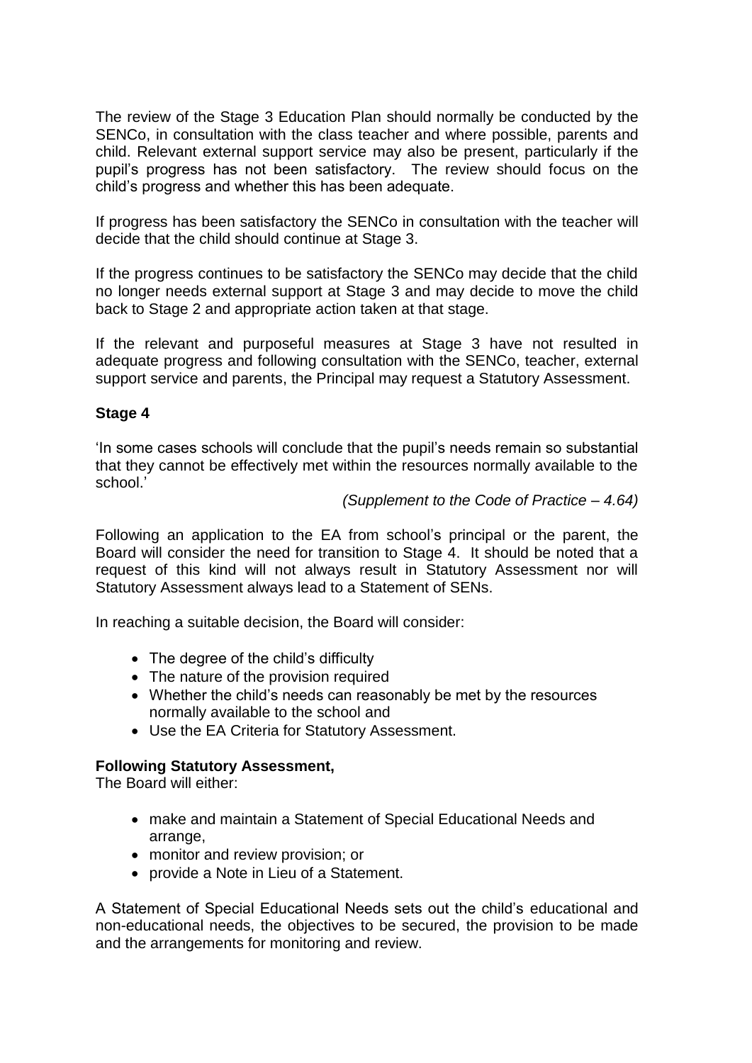The review of the Stage 3 Education Plan should normally be conducted by the SENCo, in consultation with the class teacher and where possible, parents and child. Relevant external support service may also be present, particularly if the pupil's progress has not been satisfactory. The review should focus on the child's progress and whether this has been adequate.

If progress has been satisfactory the SENCo in consultation with the teacher will decide that the child should continue at Stage 3.

If the progress continues to be satisfactory the SENCo may decide that the child no longer needs external support at Stage 3 and may decide to move the child back to Stage 2 and appropriate action taken at that stage.

If the relevant and purposeful measures at Stage 3 have not resulted in adequate progress and following consultation with the SENCo, teacher, external support service and parents, the Principal may request a Statutory Assessment.

**Stage 4**

'In some cases schools will conclude that the pupil's needs remain so substantial that they cannot be effectively met within the resources normally available to the school.'

*(Supplement to the Code of Practice – 4.64)*

Following an application to the EA from school's principal or the parent, the Board will consider the need for transition to Stage 4. It should be noted that a request of this kind will not always result in Statutory Assessment nor will Statutory Assessment always lead to a Statement of SENs.

In reaching a suitable decision, the Board will consider:

- The degree of the child's difficulty
- The nature of the provision required
- Whether the child's needs can reasonably be met by the resources normally available to the school and
- Use the EA Criteria for Statutory Assessment.

**Following Statutory Assessment,**
The Board will either:

- make and maintain a Statement of Special Educational Needs and arrange,
- monitor and review provision; or
- provide a Note in Lieu of a Statement.

A Statement of Special Educational Needs sets out the child's educational and non-educational needs, the objectives to be secured, the provision to be made and the arrangements for monitoring and review.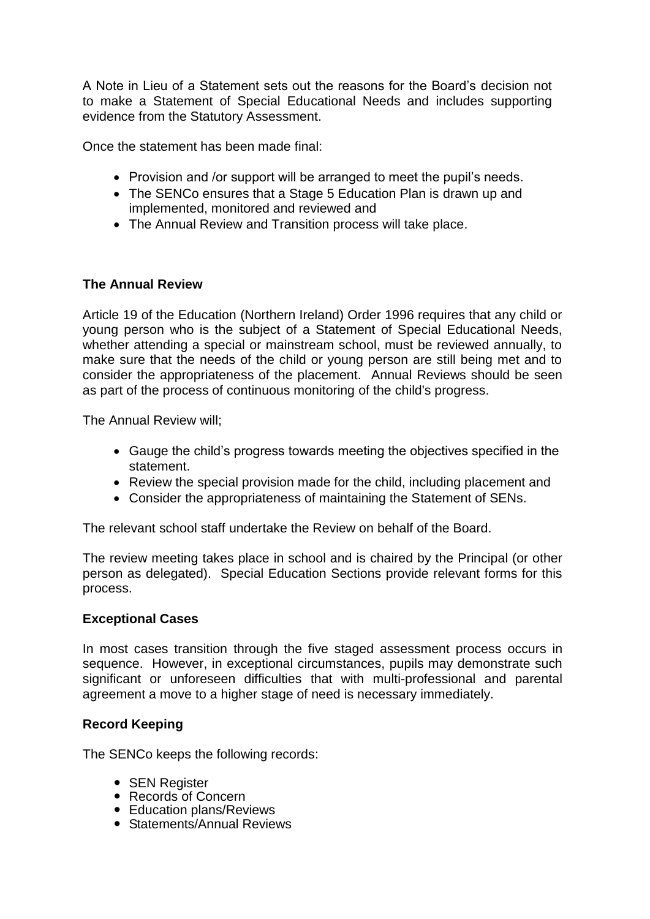A Note in Lieu of a Statement sets out the reasons for the Board's decision not to make a Statement of Special Educational Needs and includes supporting evidence from the Statutory Assessment.

Once the statement has been made final:

- Provision and /or support will be arranged to meet the pupil's needs.
- The SENCo ensures that a Stage 5 Education Plan is drawn up and implemented, monitored and reviewed and
- The Annual Review and Transition process will take place.

**The Annual Review**

Article 19 of the Education (Northern Ireland) Order 1996 requires that any child or young person who is the subject of a Statement of Special Educational Needs, whether attending a special or mainstream school, must be reviewed annually, to make sure that the needs of the child or young person are still being met and to consider the appropriateness of the placement. Annual Reviews should be seen as part of the process of continuous monitoring of the child's progress.

The Annual Review will;

- Gauge the child's progress towards meeting the objectives specified in the statement.
- Review the special provision made for the child, including placement and
- Consider the appropriateness of maintaining the Statement of SENs.

The relevant school staff undertake the Review on behalf of the Board.

The review meeting takes place in school and is chaired by the Principal (or other person as delegated). Special Education Sections provide relevant forms for this process.

**Exceptional Cases**

In most cases transition through the five staged assessment process occurs in sequence. However, in exceptional circumstances, pupils may demonstrate such significant or unforeseen difficulties that with multi-professional and parental agreement a move to a higher stage of need is necessary immediately.

**Record Keeping**

The SENCo keeps the following records:

- SEN Register
- Records of Concern
- Education plans/Reviews
- Statements/Annual Reviews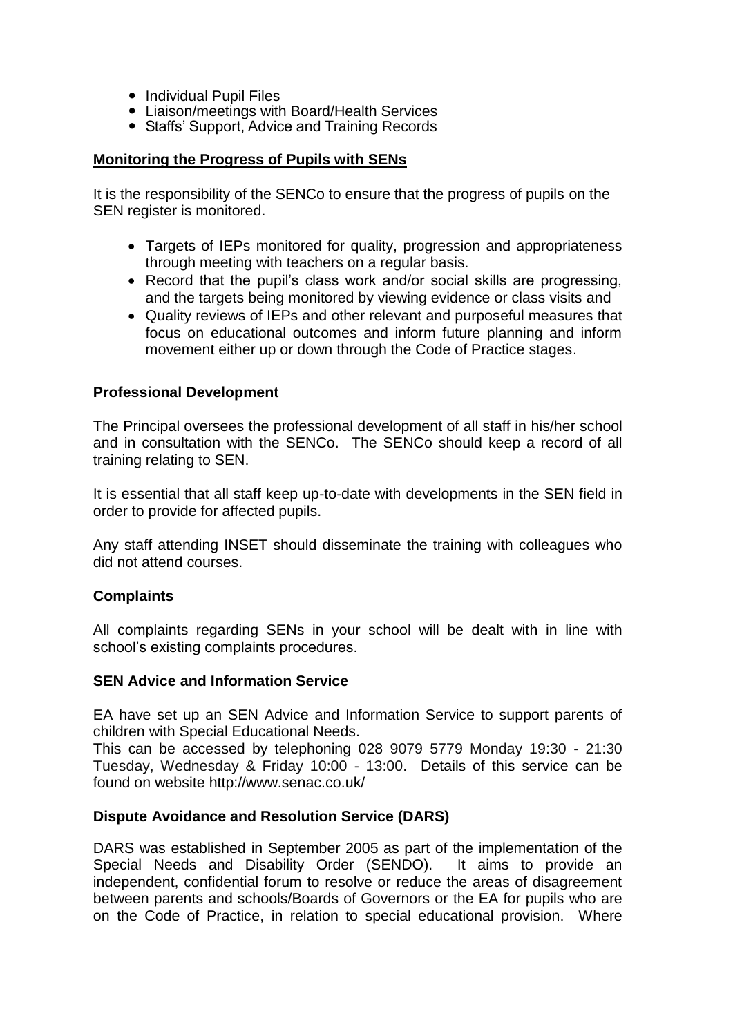- Individual Pupil Files
- Liaison/meetings with Board/Health Services
- Staffs' Support, Advice and Training Records

## Monitoring the Progress of Pupils with SENs

It is the responsibility of the SENCo to ensure that the progress of pupils on the SEN register is monitored.

- Targets of IEPs monitored for quality, progression and appropriateness through meeting with teachers on a regular basis.
- Record that the pupil's class work and/or social skills are progressing, and the targets being monitored by viewing evidence or class visits and
- Quality reviews of IEPs and other relevant and purposeful measures that focus on educational outcomes and inform future planning and inform movement either up or down through the Code of Practice stages.

## Professional Development

The Principal oversees the professional development of all staff in his/her school and in consultation with the SENCo. The SENCo should keep a record of all training relating to SEN.

It is essential that all staff keep up-to-date with developments in the SEN field in order to provide for affected pupils.

Any staff attending INSET should disseminate the training with colleagues who did not attend courses.

## Complaints

All complaints regarding SENs in your school will be dealt with in line with school's existing complaints procedures.

## SEN Advice and Information Service

EA have set up an SEN Advice and Information Service to support parents of children with Special Educational Needs.
This can be accessed by telephoning 028 9079 5779 Monday 19:30 - 21:30 Tuesday, Wednesday & Friday 10:00 - 13:00. Details of this service can be found on website http://www.senac.co.uk/

## Dispute Avoidance and Resolution Service (DARS)

DARS was established in September 2005 as part of the implementation of the Special Needs and Disability Order (SENDO). It aims to provide an independent, confidential forum to resolve or reduce the areas of disagreement between parents and schools/Boards of Governors or the EA for pupils who are on the Code of Practice, in relation to special educational provision. Where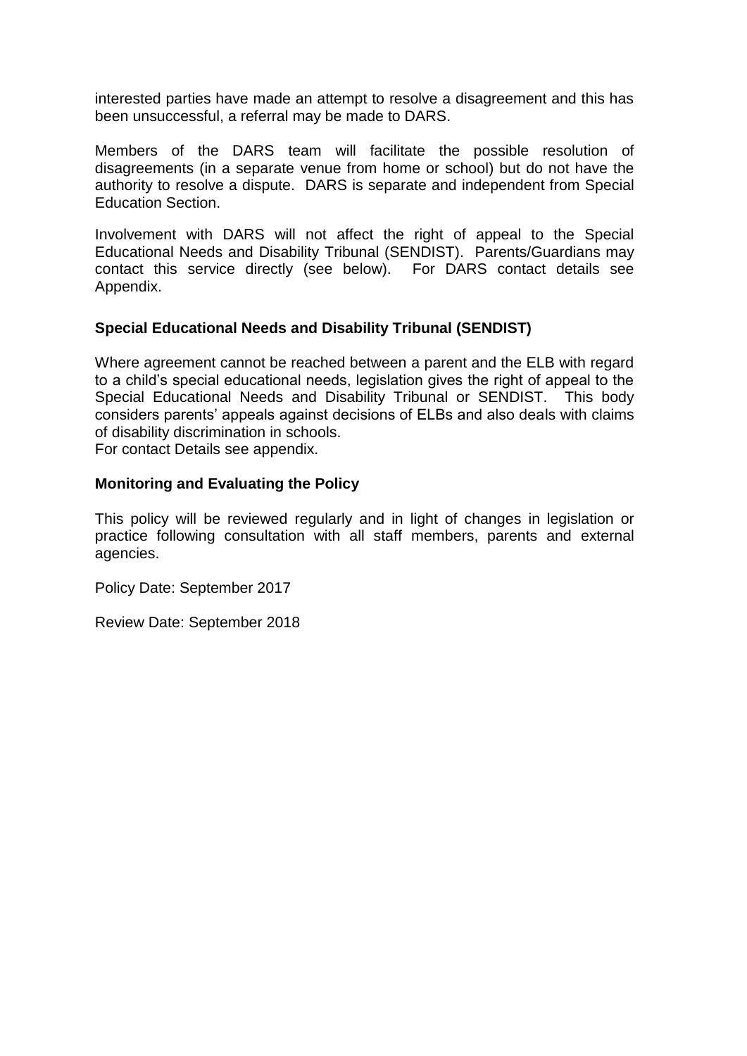interested parties have made an attempt to resolve a disagreement and this has been unsuccessful, a referral may be made to DARS.

Members of the DARS team will facilitate the possible resolution of disagreements (in a separate venue from home or school) but do not have the authority to resolve a dispute. DARS is separate and independent from Special Education Section.

Involvement with DARS will not affect the right of appeal to the Special Educational Needs and Disability Tribunal (SENDIST). Parents/Guardians may contact this service directly (see below). For DARS contact details see Appendix.

**Special Educational Needs and Disability Tribunal (SENDIST)**

Where agreement cannot be reached between a parent and the ELB with regard to a child's special educational needs, legislation gives the right of appeal to the Special Educational Needs and Disability Tribunal or SENDIST. This body considers parents' appeals against decisions of ELBs and also deals with claims of disability discrimination in schools.
For contact Details see appendix.

**Monitoring and Evaluating the Policy**

This policy will be reviewed regularly and in light of changes in legislation or practice following consultation with all staff members, parents and external agencies.

Policy Date: September 2017

Review Date: September 2018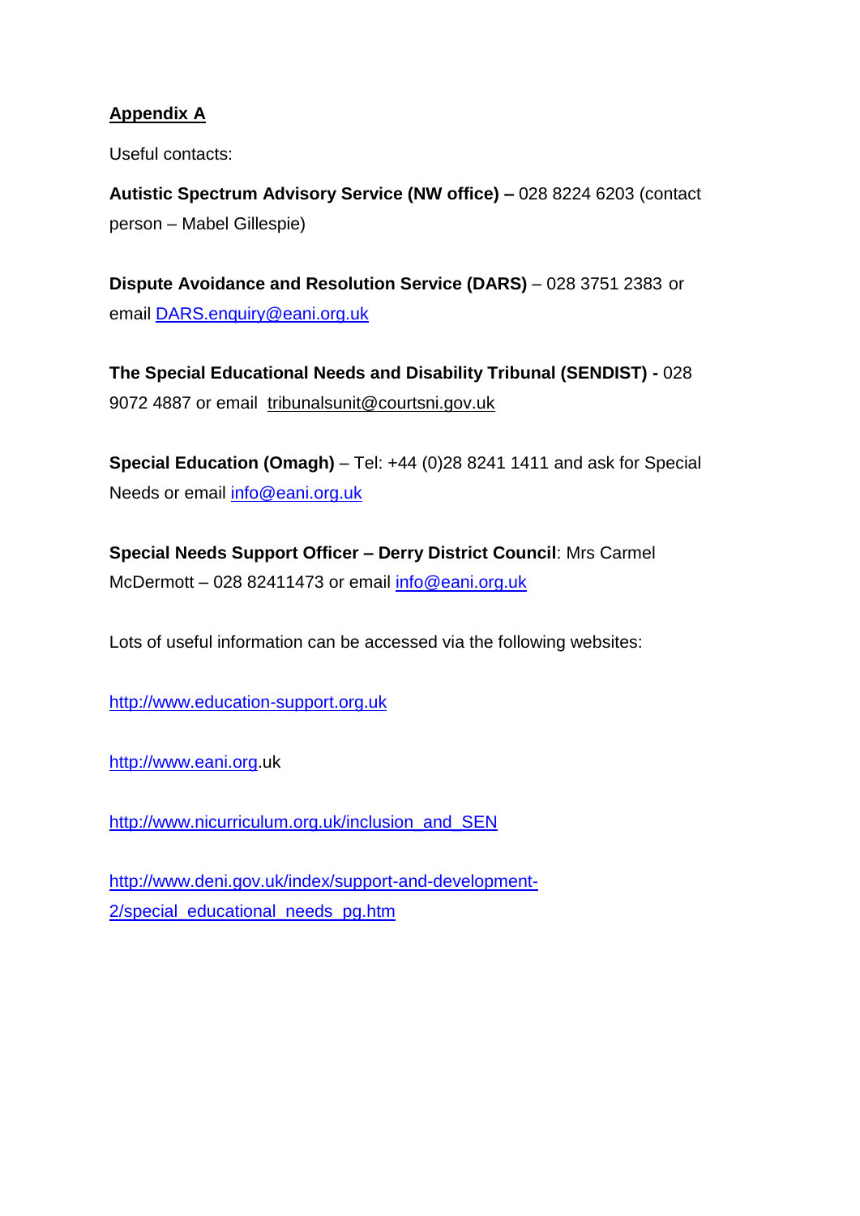**Appendix A**

Useful contacts:

**Autistic Spectrum Advisory Service (NW office) –** 028 8224 6203 (contact person – Mabel Gillespie)

**Dispute Avoidance and Resolution Service (DARS)** – 028 3751 2383 or email DARS.enquiry@eani.org.uk

**The Special Educational Needs and Disability Tribunal (SENDIST) -** 028 9072 4887 or email tribunalsunit@courtsni.gov.uk

**Special Education (Omagh)** – Tel: +44 (0)28 8241 1411 and ask for Special Needs or email info@eani.org.uk

**Special Needs Support Officer – Derry District Council**: Mrs Carmel McDermott – 028 82411473 or email info@eani.org.uk

Lots of useful information can be accessed via the following websites:

http://www.education-support.org.uk

http://www.eani.org.uk

http://www.nicurriculum.org.uk/inclusion_and_SEN

http://www.deni.gov.uk/index/support-and-development-2/special_educational_needs_pg.htm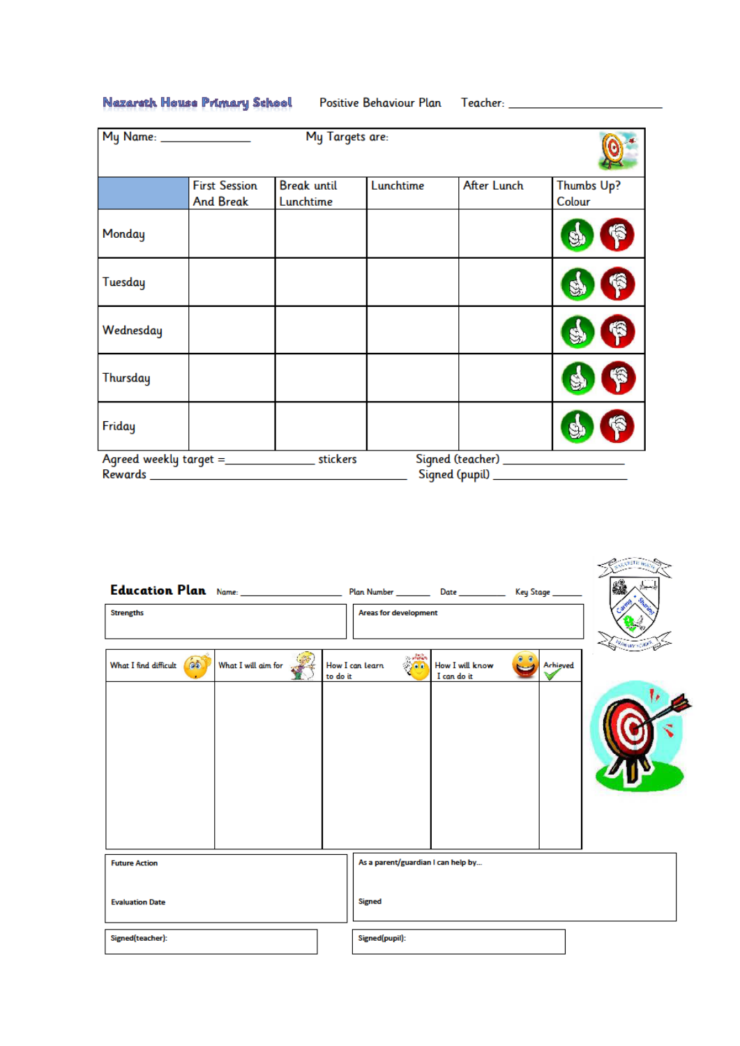**Nazareth House Primary School** Positive Behaviour Plan Teacher: ____________________

My Name: ____________ My Targets are:

| | First Session And Break | Break until Lunchtime | Lunchtime | After Lunch | Thumbs Up? Colour |
|---|---|---|---|---|---|
| Monday | | | | | |
| Tuesday | | | | | |
| Wednesday | | | | | |
| Thursday | | | | | |
| Friday | | | | | |

Agreed weekly target =____________ stickers Signed (teacher) ______________

Rewards ______________________________ Signed (pupil) ______________

## Education Plan

Name: ______________ Plan Number ______ Date ______ Key Stage ______

| Strengths | Areas for development |
|---|---|
| | |

| What I find difficult | What I will aim for | How I can learn to do it | How I will know I can do it | Achieved |
|---|---|---|---|---|
| | | | | |

| Future Action<br><br>Evaluation Date | As a parent/guardian I can help by...<br><br>Signed |
|---|---|

| Signed(teacher): | Signed(pupil): |
|---|---|